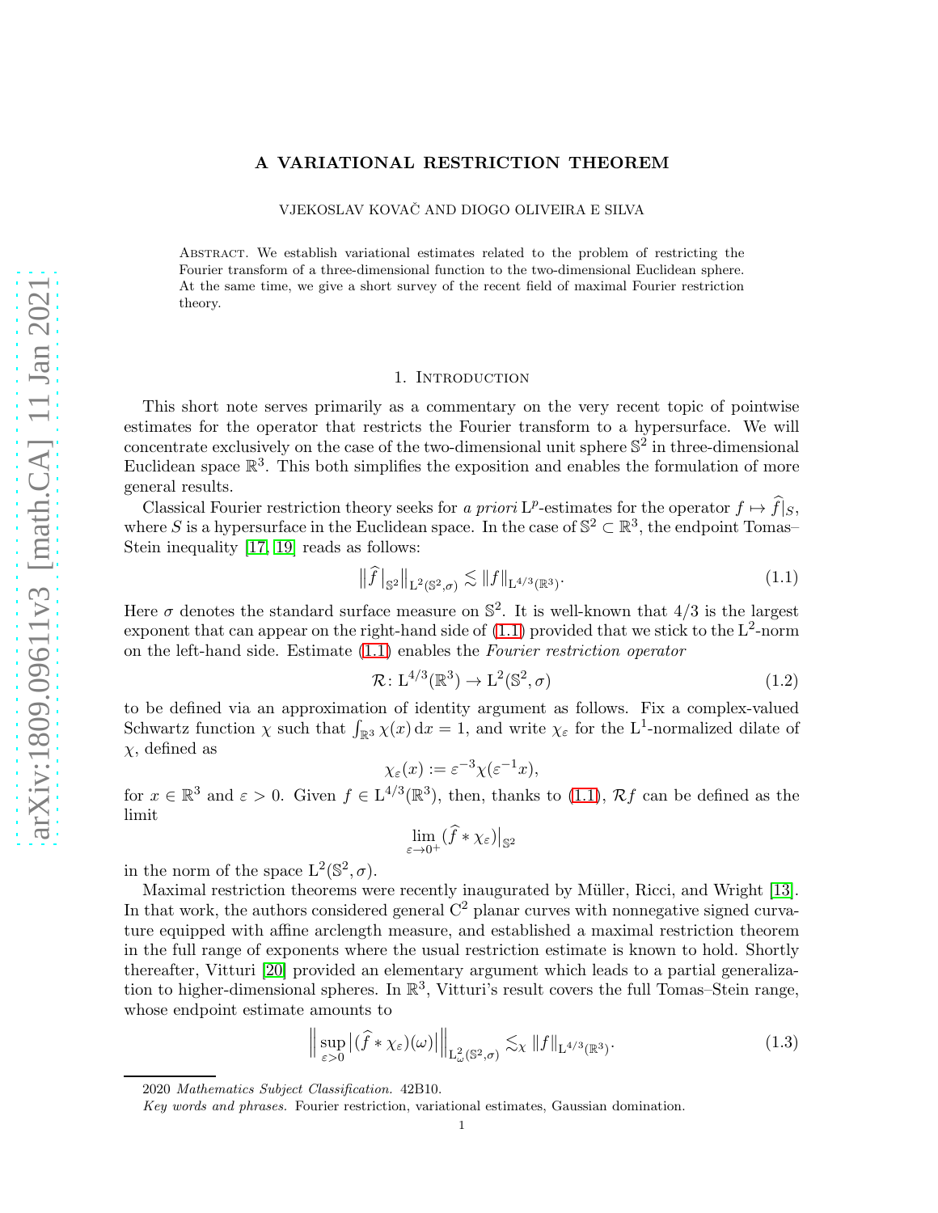# A VARIATIONAL RESTRICTION THEOREM

VJEKOSLAV KOVAČ AND DIOGO OLIVEIRA E SILVA

Abstract. We establish variational estimates related to the problem of restricting the Fourier transform of a three-dimensional function to the two-dimensional Euclidean sphere. At the same time, we give a short survey of the recent field of maximal Fourier restriction theory.

## 1. Introduction

This short note serves primarily as a commentary on the very recent topic of pointwise estimates for the operator that restricts the Fourier transform to a hypersurface. We will concentrate exclusively on the case of the two-dimensional unit sphere $\mathbb{S}^2$ in three-dimensional Euclidean space $\mathbb{R}^3$. This both simplifies the exposition and enables the formulation of more general results.

Classical Fourier restriction theory seeks for *a priori* $\mathrm{L}^p$-estimates for the operator $f \mapsto \widehat{f}|_S$, where $S$ is a hypersurface in the Euclidean space. In the case of $\mathbb{S}^2 \subset \mathbb{R}^3$, the endpoint Tomas–Stein inequality [17, 19] reads as follows:

$$\big\| \widehat{f}\,\big|_{\mathbb{S}^2} \big\|_{\mathrm{L}^2(\mathbb{S}^2,\sigma)} \lesssim \|f\|_{\mathrm{L}^{4/3}(\mathbb{R}^3)}. \tag{1.1}$$

Here $\sigma$ denotes the standard surface measure on $\mathbb{S}^2$. It is well-known that $4/3$ is the largest exponent that can appear on the right-hand side of (1.1) provided that we stick to the $\mathrm{L}^2$-norm on the left-hand side. Estimate (1.1) enables the *Fourier restriction operator*

$$\mathcal{R}\colon \mathrm{L}^{4/3}(\mathbb{R}^3) \to \mathrm{L}^2(\mathbb{S}^2,\sigma) \tag{1.2}$$

to be defined via an approximation of identity argument as follows. Fix a complex-valued Schwartz function $\chi$ such that $\int_{\mathbb{R}^3} \chi(x)\,\mathrm{d}x = 1$, and write $\chi_\varepsilon$ for the $\mathrm{L}^1$-normalized dilate of $\chi$, defined as

$$\chi_\varepsilon(x) := \varepsilon^{-3}\chi(\varepsilon^{-1}x),$$

for $x \in \mathbb{R}^3$ and $\varepsilon > 0$. Given $f \in \mathrm{L}^{4/3}(\mathbb{R}^3)$, then, thanks to (1.1), $\mathcal{R}f$ can be defined as the limit

$$\lim_{\varepsilon\to 0^+} (\widehat{f} * \chi_\varepsilon)\big|_{\mathbb{S}^2}$$

in the norm of the space $\mathrm{L}^2(\mathbb{S}^2,\sigma)$.

Maximal restriction theorems were recently inaugurated by Müller, Ricci, and Wright [13]. In that work, the authors considered general $\mathrm{C}^2$ planar curves with nonnegative signed curvature equipped with affine arclength measure, and established a maximal restriction theorem in the full range of exponents where the usual restriction estimate is known to hold. Shortly thereafter, Vitturi [20] provided an elementary argument which leads to a partial generalization to higher-dimensional spheres. In $\mathbb{R}^3$, Vitturi's result covers the full Tomas–Stein range, whose endpoint estimate amounts to

$$\Big\| \sup_{\varepsilon>0} \big| (\widehat{f} * \chi_\varepsilon)(\omega) \big| \Big\|_{\mathrm{L}^2_\omega(\mathbb{S}^2,\sigma)} \lesssim_\chi \|f\|_{\mathrm{L}^{4/3}(\mathbb{R}^3)}. \tag{1.3}$$

2020 *Mathematics Subject Classification.* 42B10.

*Key words and phrases.* Fourier restriction, variational estimates, Gaussian domination.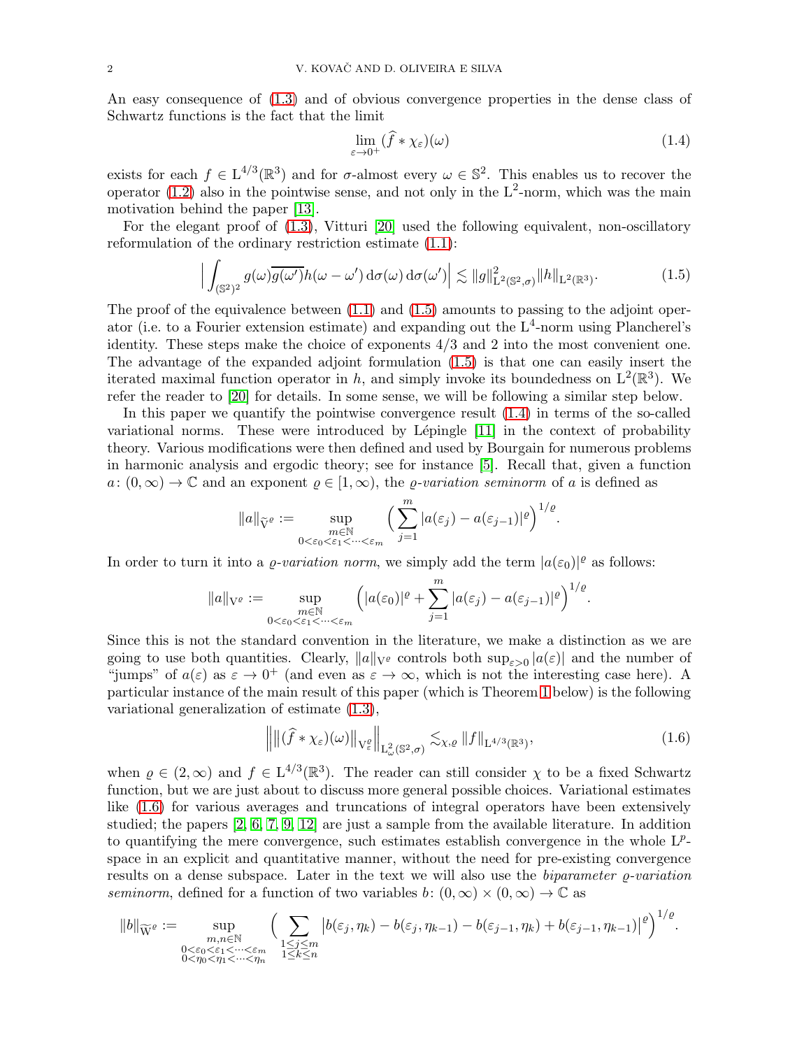An easy consequence of (1.3) and of obvious convergence properties in the dense class of Schwartz functions is the fact that the limit

$$\lim_{\varepsilon\to 0^+} (\widehat{f} * \chi_\varepsilon)(\omega) \tag{1.4}$$

exists for each $f \in \mathrm{L}^{4/3}(\mathbb{R}^3)$ and for $\sigma$-almost every $\omega \in \mathbb{S}^2$. This enables us to recover the operator (1.2) also in the pointwise sense, and not only in the $\mathrm{L}^2$-norm, which was the main motivation behind the paper [13].

For the elegant proof of (1.3), Vitturi [20] used the following equivalent, non-oscillatory reformulation of the ordinary restriction estimate (1.1):

$$\Big| \int_{(\mathbb{S}^2)^2} g(\omega)\overline{g(\omega')} h(\omega - \omega')\,\mathrm{d}\sigma(\omega)\,\mathrm{d}\sigma(\omega') \Big| \lesssim \|g\|^2_{\mathrm{L}^2(\mathbb{S}^2,\sigma)} \|h\|_{\mathrm{L}^2(\mathbb{R}^3)}. \tag{1.5}$$

The proof of the equivalence between (1.1) and (1.5) amounts to passing to the adjoint operator (i.e. to a Fourier extension estimate) and expanding out the $\mathrm{L}^4$-norm using Plancherel's identity. These steps make the choice of exponents $4/3$ and $2$ into the most convenient one. The advantage of the expanded adjoint formulation (1.5) is that one can easily insert the iterated maximal function operator in $h$, and simply invoke its boundedness on $\mathrm{L}^2(\mathbb{R}^3)$. We refer the reader to [20] for details. In some sense, we will be following a similar step below.

In this paper we quantify the pointwise convergence result (1.4) in terms of the so-called variational norms. These were introduced by Lépingle [11] in the context of probability theory. Various modifications were then defined and used by Bourgain for numerous problems in harmonic analysis and ergodic theory; see for instance [5]. Recall that, given a function $a\colon (0,\infty) \to \mathbb{C}$ and an exponent $\varrho \in [1,\infty)$, the *$\varrho$-variation seminorm* of $a$ is defined as

$$\|a\|_{\widetilde{\mathrm{V}}^\varrho} := \sup_{\substack{m\in\mathbb{N} \\ 0<\varepsilon_0<\varepsilon_1<\cdots<\varepsilon_m}} \Big( \sum_{j=1}^{m} |a(\varepsilon_j) - a(\varepsilon_{j-1})|^\varrho \Big)^{1/\varrho}.$$

In order to turn it into a *$\varrho$-variation norm*, we simply add the term $|a(\varepsilon_0)|^\varrho$ as follows:

$$\|a\|_{\mathrm{V}^\varrho} := \sup_{\substack{m\in\mathbb{N} \\ 0<\varepsilon_0<\varepsilon_1<\cdots<\varepsilon_m}} \Big( |a(\varepsilon_0)|^\varrho + \sum_{j=1}^{m} |a(\varepsilon_j) - a(\varepsilon_{j-1})|^\varrho \Big)^{1/\varrho}.$$

Since this is not the standard convention in the literature, we make a distinction as we are going to use both quantities. Clearly, $\|a\|_{\mathrm{V}^\varrho}$ controls both $\sup_{\varepsilon>0} |a(\varepsilon)|$ and the number of "jumps" of $a(\varepsilon)$ as $\varepsilon \to 0^+$ (and even as $\varepsilon \to \infty$, which is not the interesting case here). A particular instance of the main result of this paper (which is Theorem 1 below) is the following variational generalization of estimate (1.3),

$$\Big\| \big\| (\widehat{f} * \chi_\varepsilon)(\omega) \big\|_{\mathrm{V}^\varrho_\varepsilon} \Big\|_{\mathrm{L}^2_\omega(\mathbb{S}^2,\sigma)} \lesssim_{\chi,\varrho} \|f\|_{\mathrm{L}^{4/3}(\mathbb{R}^3)}, \tag{1.6}$$

when $\varrho \in (2,\infty)$ and $f \in \mathrm{L}^{4/3}(\mathbb{R}^3)$. The reader can still consider $\chi$ to be a fixed Schwartz function, but we are just about to discuss more general possible choices. Variational estimates like (1.6) for various averages and truncations of integral operators have been extensively studied; the papers [2, 6, 7, 9, 12] are just a sample from the available literature. In addition to quantifying the mere convergence, such estimates establish convergence in the whole $\mathrm{L}^p$-space in an explicit and quantitative manner, without the need for pre-existing convergence results on a dense subspace. Later in the text we will also use the *biparameter $\varrho$-variation seminorm*, defined for a function of two variables $b\colon (0,\infty)\times(0,\infty) \to \mathbb{C}$ as

$$\|b\|_{\widetilde{\mathrm{W}}^\varrho} := \sup_{\substack{m,n\in\mathbb{N} \\ 0<\varepsilon_0<\varepsilon_1<\cdots<\varepsilon_m \\ 0<\eta_0<\eta_1<\cdots<\eta_n}} \Big( \sum_{\substack{1\leq j\leq m \\ 1\leq k\leq n}} \big| b(\varepsilon_j,\eta_k) - b(\varepsilon_j,\eta_{k-1}) - b(\varepsilon_{j-1},\eta_k) + b(\varepsilon_{j-1},\eta_{k-1}) \big|^\varrho \Big)^{1/\varrho}.$$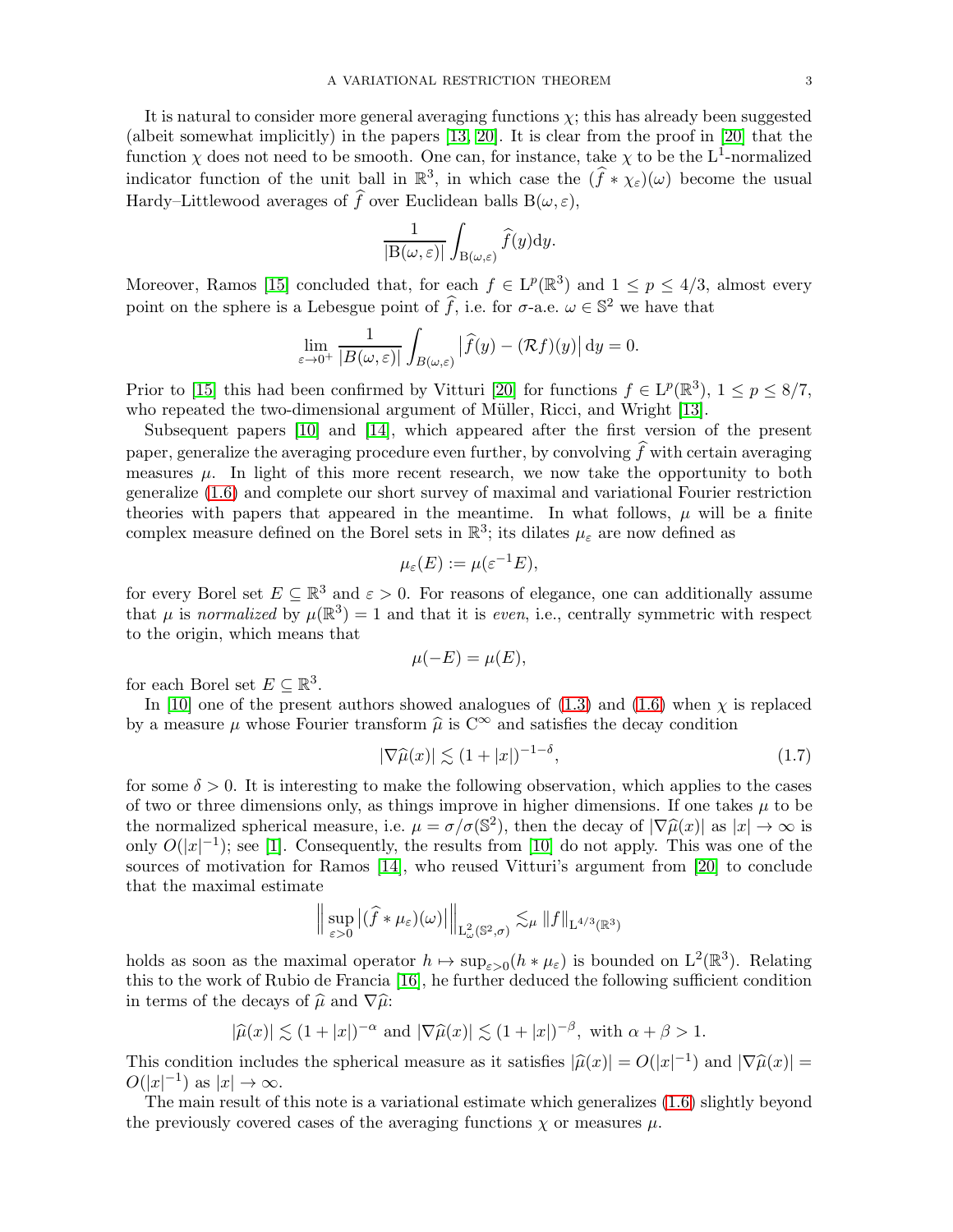It is natural to consider more general averaging functions $\chi$; this has already been suggested (albeit somewhat implicitly) in the papers [13, 20]. It is clear from the proof in [20] that the function $\chi$ does not need to be smooth. One can, for instance, take $\chi$ to be the $\mathrm{L}^1$-normalized indicator function of the unit ball in $\mathbb{R}^3$, in which case the $(\widehat{f} * \chi_\varepsilon)(\omega)$ become the usual Hardy–Littlewood averages of $\widehat{f}$ over Euclidean balls $\mathrm{B}(\omega, \varepsilon)$,

$$\frac{1}{|\mathrm{B}(\omega,\varepsilon)|} \int_{\mathrm{B}(\omega,\varepsilon)} \widehat{f}(y) \mathrm{d}y.$$

Moreover, Ramos [15] concluded that, for each $f \in \mathrm{L}^p(\mathbb{R}^3)$ and $1 \le p \le 4/3$, almost every point on the sphere is a Lebesgue point of $\widehat{f}$, i.e. for $\sigma$-a.e. $\omega \in \mathbb{S}^2$ we have that

$$\lim_{\varepsilon \to 0^+} \frac{1}{|B(\omega,\varepsilon)|} \int_{B(\omega,\varepsilon)} \left|\widehat{f}(y) - (\mathcal{R}f)(y)\right| \mathrm{d}y = 0.$$

Prior to [15] this had been confirmed by Vitturi [20] for functions $f \in \mathrm{L}^p(\mathbb{R}^3)$, $1 \le p \le 8/7$, who repeated the two-dimensional argument of Müller, Ricci, and Wright [13].

Subsequent papers [10] and [14], which appeared after the first version of the present paper, generalize the averaging procedure even further, by convolving $\widehat{f}$ with certain averaging measures $\mu$. In light of this more recent research, we now take the opportunity to both generalize (1.6) and complete our short survey of maximal and variational Fourier restriction theories with papers that appeared in the meantime. In what follows, $\mu$ will be a finite complex measure defined on the Borel sets in $\mathbb{R}^3$; its dilates $\mu_\varepsilon$ are now defined as

$$\mu_\varepsilon(E) := \mu(\varepsilon^{-1}E),$$

for every Borel set $E \subseteq \mathbb{R}^3$ and $\varepsilon > 0$. For reasons of elegance, one can additionally assume that $\mu$ is *normalized* by $\mu(\mathbb{R}^3) = 1$ and that it is *even*, i.e., centrally symmetric with respect to the origin, which means that

$$\mu(-E) = \mu(E),$$

for each Borel set $E \subseteq \mathbb{R}^3$.

In [10] one of the present authors showed analogues of (1.3) and (1.6) when $\chi$ is replaced by a measure $\mu$ whose Fourier transform $\widehat{\mu}$ is $\mathrm{C}^\infty$ and satisfies the decay condition

$$|\nabla \widehat{\mu}(x)| \lesssim (1 + |x|)^{-1-\delta}, \tag{1.7}$$

for some $\delta > 0$. It is interesting to make the following observation, which applies to the cases of two or three dimensions only, as things improve in higher dimensions. If one takes $\mu$ to be the normalized spherical measure, i.e. $\mu = \sigma/\sigma(\mathbb{S}^2)$, then the decay of $|\nabla \widehat{\mu}(x)|$ as $|x| \to \infty$ is only $O(|x|^{-1})$; see [1]. Consequently, the results from [10] do not apply. This was one of the sources of motivation for Ramos [14], who reused Vitturi's argument from [20] to conclude that the maximal estimate

$$\Big\| \sup_{\varepsilon > 0} \big|(\widehat{f} * \mu_\varepsilon)(\omega)\big| \Big\|_{\mathrm{L}^2_\omega(\mathbb{S}^2,\sigma)} \lesssim_\mu \|f\|_{\mathrm{L}^{4/3}(\mathbb{R}^3)}$$

holds as soon as the maximal operator $h \mapsto \sup_{\varepsilon>0}(h * \mu_\varepsilon)$ is bounded on $\mathrm{L}^2(\mathbb{R}^3)$. Relating this to the work of Rubio de Francia [16], he further deduced the following sufficient condition in terms of the decays of $\widehat{\mu}$ and $\nabla \widehat{\mu}$:

$$|\widehat{\mu}(x)| \lesssim (1 + |x|)^{-\alpha} \text{ and } |\nabla \widehat{\mu}(x)| \lesssim (1 + |x|)^{-\beta}, \text{ with } \alpha + \beta > 1.$$

This condition includes the spherical measure as it satisfies $|\widehat{\mu}(x)| = O(|x|^{-1})$ and $|\nabla \widehat{\mu}(x)| = O(|x|^{-1})$ as $|x| \to \infty$.

The main result of this note is a variational estimate which generalizes (1.6) slightly beyond the previously covered cases of the averaging functions $\chi$ or measures $\mu$.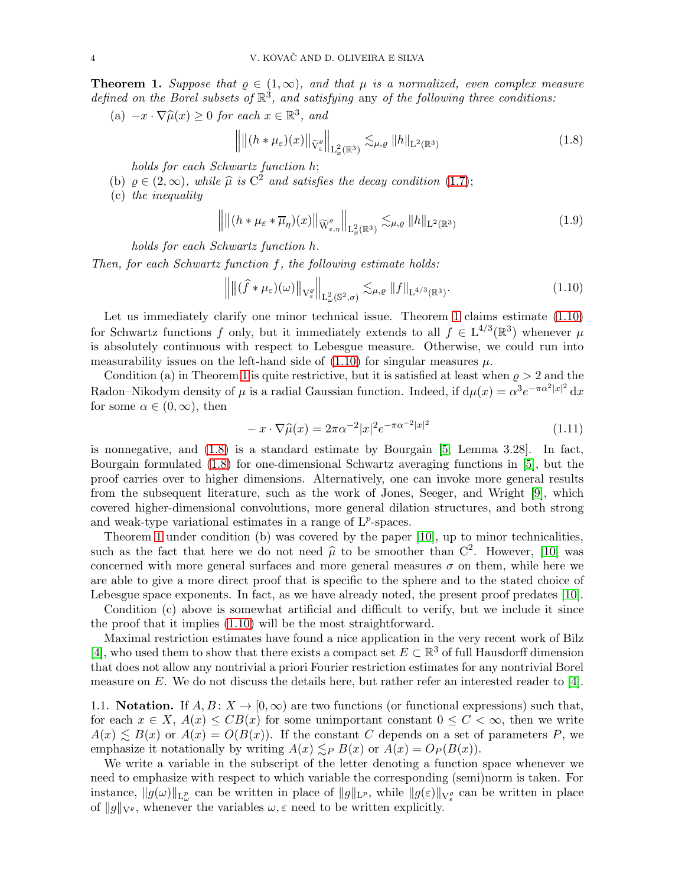**Theorem 1.** *Suppose that $\varrho \in (1,\infty)$, and that $\mu$ is a normalized, even complex measure defined on the Borel subsets of $\mathbb{R}^3$, and satisfying* any *of the following three conditions:*

(a) $-x\cdot\nabla\widehat{\mu}(x)\geq 0$ *for each $x\in\mathbb{R}^3$, and*

$$\Big\| \big\|(h*\mu_\varepsilon)(x)\big\|_{\widetilde{\mathrm{V}}^\varrho_\varepsilon} \Big\|_{\mathrm{L}^2_x(\mathbb{R}^3)} \lesssim_{\mu,\varrho} \|h\|_{\mathrm{L}^2(\mathbb{R}^3)} \tag{1.8}$$

*holds for each Schwartz function $h$;*

(b) $\varrho\in(2,\infty)$*, while $\widehat{\mu}$ is $\mathrm{C}^2$ and satisfies the decay condition* (1.7)*;*

(c) *the inequality*

$$\Big\| \big\|(h*\mu_\varepsilon*\overline{\mu}_\eta)(x)\big\|_{\widetilde{\mathrm{W}}^\varrho_{\varepsilon,\eta}} \Big\|_{\mathrm{L}^2_x(\mathbb{R}^3)} \lesssim_{\mu,\varrho} \|h\|_{\mathrm{L}^2(\mathbb{R}^3)} \tag{1.9}$$

*holds for each Schwartz function $h$.*

*Then, for each Schwartz function $f$, the following estimate holds:*

$$\Big\| \big\|(\widehat{f}*\mu_\varepsilon)(\omega)\big\|_{\mathrm{V}^\varrho_\varepsilon} \Big\|_{\mathrm{L}^2_\omega(\mathbb{S}^2,\sigma)} \lesssim_{\mu,\varrho} \|f\|_{\mathrm{L}^{4/3}(\mathbb{R}^3)}. \tag{1.10}$$

Let us immediately clarify one minor technical issue. Theorem 1 claims estimate (1.10) for Schwartz functions $f$ only, but it immediately extends to all $f\in\mathrm{L}^{4/3}(\mathbb{R}^3)$ whenever $\mu$ is absolutely continuous with respect to Lebesgue measure. Otherwise, we could run into measurability issues on the left-hand side of (1.10) for singular measures $\mu$.

Condition (a) in Theorem 1 is quite restrictive, but it is satisfied at least when $\varrho>2$ and the Radon–Nikodym density of $\mu$ is a radial Gaussian function. Indeed, if $\mathrm{d}\mu(x)=\alpha^3 e^{-\pi\alpha^2|x|^2}\,\mathrm{d}x$ for some $\alpha\in(0,\infty)$, then

$$-x\cdot\nabla\widehat{\mu}(x) = 2\pi\alpha^{-2}|x|^2 e^{-\pi\alpha^{-2}|x|^2} \tag{1.11}$$

is nonnegative, and (1.8) is a standard estimate by Bourgain [5, Lemma 3.28]. In fact, Bourgain formulated (1.8) for one-dimensional Schwartz averaging functions in [5], but the proof carries over to higher dimensions. Alternatively, one can invoke more general results from the subsequent literature, such as the work of Jones, Seeger, and Wright [9], which covered higher-dimensional convolutions, more general dilation structures, and both strong and weak-type variational estimates in a range of $\mathrm{L}^p$-spaces.

Theorem 1 under condition (b) was covered by the paper [10], up to minor technicalities, such as the fact that here we do not need $\widehat{\mu}$ to be smoother than $\mathrm{C}^2$. However, [10] was concerned with more general surfaces and more general measures $\sigma$ on them, while here we are able to give a more direct proof that is specific to the sphere and to the stated choice of Lebesgue space exponents. In fact, as we have already noted, the present proof predates [10].

Condition (c) above is somewhat artificial and difficult to verify, but we include it since the proof that it implies (1.10) will be the most straightforward.

Maximal restriction estimates have found a nice application in the very recent work of Bilz [4], who used them to show that there exists a compact set $E\subset\mathbb{R}^3$ of full Hausdorff dimension that does not allow any nontrivial a priori Fourier restriction estimates for any nontrivial Borel measure on $E$. We do not discuss the details here, but rather refer an interested reader to [4].

### 1.1. Notation.

If $A,B\colon X\to[0,\infty)$ are two functions (or functional expressions) such that, for each $x\in X$, $A(x)\leq CB(x)$ for some unimportant constant $0\leq C<\infty$, then we write $A(x)\lesssim B(x)$ or $A(x)=O(B(x))$. If the constant $C$ depends on a set of parameters $P$, we emphasize it notationally by writing $A(x)\lesssim_P B(x)$ or $A(x)=O_P(B(x))$.

We write a variable in the subscript of the letter denoting a function space whenever we need to emphasize with respect to which variable the corresponding (semi)norm is taken. For instance, $\|g(\omega)\|_{\mathrm{L}^p_\omega}$ can be written in place of $\|g\|_{\mathrm{L}^p}$, while $\|g(\varepsilon)\|_{\mathrm{V}^\varrho_\varepsilon}$ can be written in place of $\|g\|_{\mathrm{V}^\varrho}$, whenever the variables $\omega,\varepsilon$ need to be written explicitly.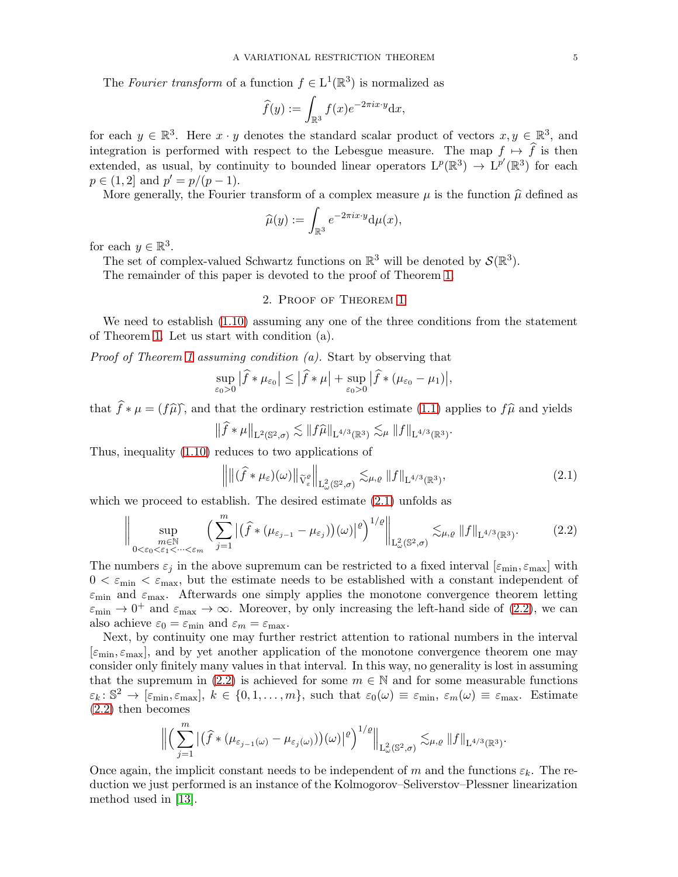The *Fourier transform* of a function $f \in \mathrm{L}^1(\mathbb{R}^3)$ is normalized as

$$\widehat{f}(y) := \int_{\mathbb{R}^3} f(x) e^{-2\pi i x\cdot y} \mathrm{d}x,$$

for each $y \in \mathbb{R}^3$. Here $x \cdot y$ denotes the standard scalar product of vectors $x, y \in \mathbb{R}^3$, and integration is performed with respect to the Lebesgue measure. The map $f \mapsto \widehat{f}$ is then extended, as usual, by continuity to bounded linear operators $\mathrm{L}^p(\mathbb{R}^3) \to \mathrm{L}^{p'}(\mathbb{R}^3)$ for each $p \in (1, 2]$ and $p' = p/(p-1)$.

More generally, the Fourier transform of a complex measure $\mu$ is the function $\widehat{\mu}$ defined as

$$\widehat{\mu}(y) := \int_{\mathbb{R}^3} e^{-2\pi i x\cdot y} \mathrm{d}\mu(x),$$

for each $y \in \mathbb{R}^3$.

The set of complex-valued Schwartz functions on $\mathbb{R}^3$ will be denoted by $\mathcal{S}(\mathbb{R}^3)$.

The remainder of this paper is devoted to the proof of Theorem 1.

## 2. Proof of Theorem 1

We need to establish (1.10) assuming any one of the three conditions from the statement of Theorem 1. Let us start with condition (a).

*Proof of Theorem 1 assuming condition (a).* Start by observing that

$$\sup_{\varepsilon_0>0} \big|\widehat{f} * \mu_{\varepsilon_0}\big| \leq \big|\widehat{f} * \mu\big| + \sup_{\varepsilon_0>0} \big|\widehat{f} * (\mu_{\varepsilon_0} - \mu_1)\big|,$$

that $\widehat{f} * \mu = (f\widehat{\mu})\widehat{\ }$, and that the ordinary restriction estimate (1.1) applies to $f\widehat{\mu}$ and yields

$$\big\|\widehat{f} * \mu\big\|_{\mathrm{L}^2(\mathbb{S}^2,\sigma)} \lesssim \|f\widehat{\mu}\|_{\mathrm{L}^{4/3}(\mathbb{R}^3)} \lesssim_\mu \|f\|_{\mathrm{L}^{4/3}(\mathbb{R}^3)}.$$

Thus, inequality (1.10) reduces to two applications of

$$\Big\| \big\|(\widehat{f} * \mu_\varepsilon)(\omega)\big\|_{\widetilde{\mathrm{V}}^{\varrho}_{\varepsilon}} \Big\|_{\mathrm{L}^2_\omega(\mathbb{S}^2,\sigma)} \lesssim_{\mu,\varrho} \|f\|_{\mathrm{L}^{4/3}(\mathbb{R}^3)}, \tag{2.1}$$

which we proceed to establish. The desired estimate (2.1) unfolds as

$$\Big\| \sup_{\substack{m\in\mathbb{N} \\ 0<\varepsilon_0<\varepsilon_1<\cdots<\varepsilon_m}} \Big( \sum_{j=1}^{m} \big|\big(\widehat{f} * (\mu_{\varepsilon_{j-1}} - \mu_{\varepsilon_j})\big)(\omega)\big|^{\varrho} \Big)^{1/\varrho} \Big\|_{\mathrm{L}^2_\omega(\mathbb{S}^2,\sigma)} \lesssim_{\mu,\varrho} \|f\|_{\mathrm{L}^{4/3}(\mathbb{R}^3)}. \tag{2.2}$$

The numbers $\varepsilon_j$ in the above supremum can be restricted to a fixed interval $[\varepsilon_{\min}, \varepsilon_{\max}]$ with $0 < \varepsilon_{\min} < \varepsilon_{\max}$, but the estimate needs to be established with a constant independent of $\varepsilon_{\min}$ and $\varepsilon_{\max}$. Afterwards one simply applies the monotone convergence theorem letting $\varepsilon_{\min} \to 0^+$ and $\varepsilon_{\max} \to \infty$. Moreover, by only increasing the left-hand side of (2.2), we can also achieve $\varepsilon_0 = \varepsilon_{\min}$ and $\varepsilon_m = \varepsilon_{\max}$.

Next, by continuity one may further restrict attention to rational numbers in the interval $[\varepsilon_{\min}, \varepsilon_{\max}]$, and by yet another application of the monotone convergence theorem one may consider only finitely many values in that interval. In this way, no generality is lost in assuming that the supremum in (2.2) is achieved for some $m \in \mathbb{N}$ and for some measurable functions $\varepsilon_k \colon \mathbb{S}^2 \to [\varepsilon_{\min}, \varepsilon_{\max}]$, $k \in \{0, 1, \ldots, m\}$, such that $\varepsilon_0(\omega) \equiv \varepsilon_{\min}$, $\varepsilon_m(\omega) \equiv \varepsilon_{\max}$. Estimate (2.2) then becomes

$$\Big\| \Big( \sum_{j=1}^{m} \big|\big(\widehat{f} * (\mu_{\varepsilon_{j-1}(\omega)} - \mu_{\varepsilon_j(\omega)})\big)(\omega)\big|^{\varrho} \Big)^{1/\varrho} \Big\|_{\mathrm{L}^2_\omega(\mathbb{S}^2,\sigma)} \lesssim_{\mu,\varrho} \|f\|_{\mathrm{L}^{4/3}(\mathbb{R}^3)}.$$

Once again, the implicit constant needs to be independent of $m$ and the functions $\varepsilon_k$. The reduction we just performed is an instance of the Kolmogorov–Seliverstov–Plessner linearization method used in [13].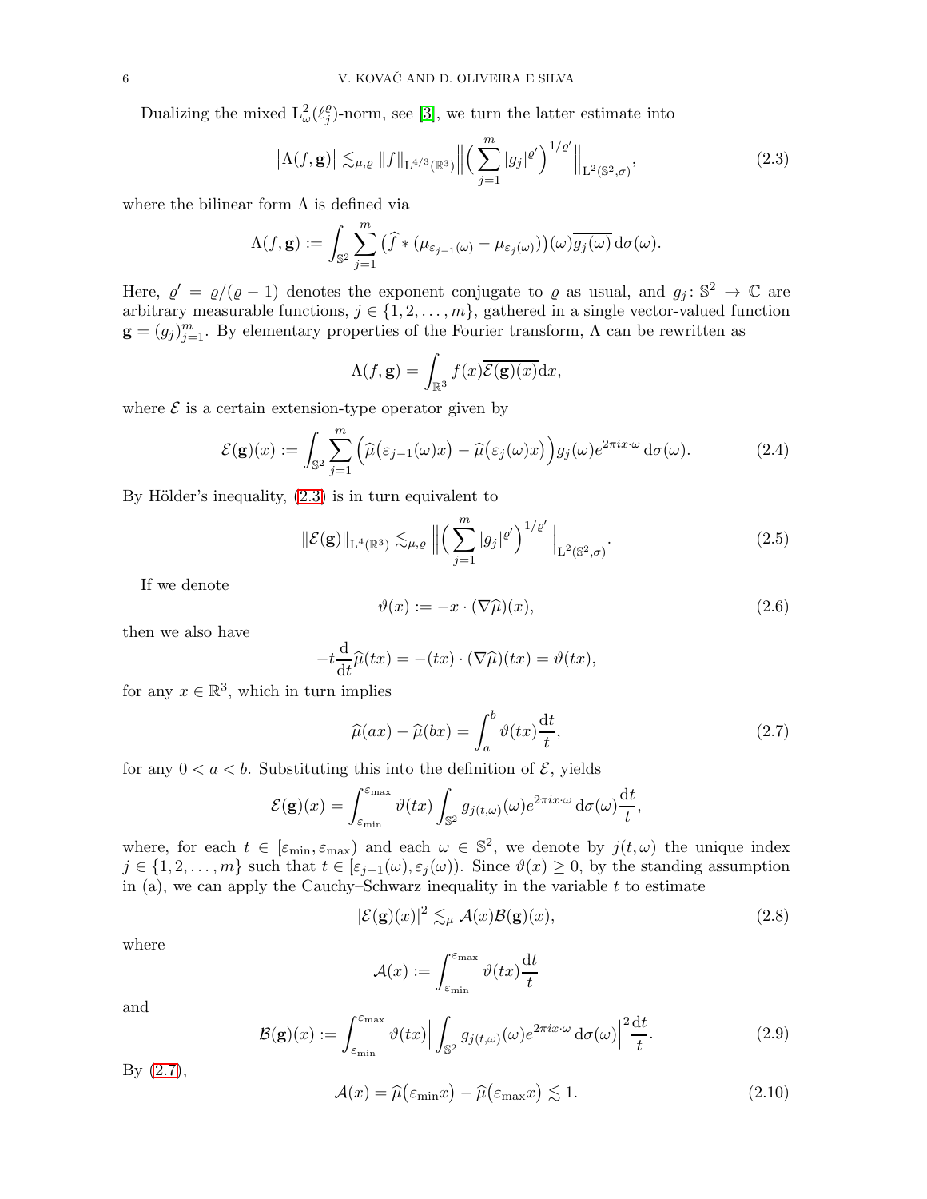Dualizing the mixed $\mathrm{L}^2_\omega(\ell^\varrho_j)$-norm, see [3], we turn the latter estimate into

$$\big|\Lambda(f,\mathbf{g})\big| \lesssim_{\mu,\varrho} \|f\|_{\mathrm{L}^{4/3}(\mathbb{R}^3)} \Big\| \Big( \sum_{j=1}^m |g_j|^{\varrho'} \Big)^{1/\varrho'} \Big\|_{\mathrm{L}^2(\mathbb{S}^2,\sigma)}, \tag{2.3}$$

where the bilinear form $\Lambda$ is defined via

$$\Lambda(f,\mathbf{g}) := \int_{\mathbb{S}^2} \sum_{j=1}^m \big( \widehat{f} * (\mu_{\varepsilon_{j-1}(\omega)} - \mu_{\varepsilon_j(\omega)}) \big)(\omega) \overline{g_j(\omega)} \,\mathrm{d}\sigma(\omega).$$

Here, $\varrho' = \varrho/(\varrho-1)$ denotes the exponent conjugate to $\varrho$ as usual, and $g_j\colon \mathbb{S}^2 \to \mathbb{C}$ are arbitrary measurable functions, $j \in \{1,2,\ldots,m\}$, gathered in a single vector-valued function $\mathbf{g} = (g_j)_{j=1}^m$. By elementary properties of the Fourier transform, $\Lambda$ can be rewritten as

$$\Lambda(f,\mathbf{g}) = \int_{\mathbb{R}^3} f(x) \overline{\mathcal{E}(\mathbf{g})(x)} \mathrm{d}x,$$

where $\mathcal{E}$ is a certain extension-type operator given by

$$\mathcal{E}(\mathbf{g})(x) := \int_{\mathbb{S}^2} \sum_{j=1}^m \Big( \widehat{\mu}\big(\varepsilon_{j-1}(\omega)x\big) - \widehat{\mu}\big(\varepsilon_j(\omega)x\big) \Big) g_j(\omega) e^{2\pi i x\cdot\omega} \,\mathrm{d}\sigma(\omega). \tag{2.4}$$

By Hölder's inequality, (2.3) is in turn equivalent to

$$\|\mathcal{E}(\mathbf{g})\|_{\mathrm{L}^4(\mathbb{R}^3)} \lesssim_{\mu,\varrho} \Big\| \Big( \sum_{j=1}^m |g_j|^{\varrho'} \Big)^{1/\varrho'} \Big\|_{\mathrm{L}^2(\mathbb{S}^2,\sigma)}. \tag{2.5}$$

If we denote

$$\vartheta(x) := -x \cdot (\nabla\widehat{\mu})(x), \tag{2.6}$$

then we also have

$$-t\frac{\mathrm{d}}{\mathrm{d}t}\widehat{\mu}(tx) = -(tx)\cdot(\nabla\widehat{\mu})(tx) = \vartheta(tx),$$

for any $x \in \mathbb{R}^3$, which in turn implies

$$\widehat{\mu}(ax) - \widehat{\mu}(bx) = \int_a^b \vartheta(tx) \frac{\mathrm{d}t}{t}, \tag{2.7}$$

for any $0 < a < b$. Substituting this into the definition of $\mathcal{E}$, yields

$$\mathcal{E}(\mathbf{g})(x) = \int_{\varepsilon_{\min}}^{\varepsilon_{\max}} \vartheta(tx) \int_{\mathbb{S}^2} g_{j(t,\omega)}(\omega) e^{2\pi i x\cdot\omega} \,\mathrm{d}\sigma(\omega) \frac{\mathrm{d}t}{t},$$

where, for each $t \in [\varepsilon_{\min}, \varepsilon_{\max})$ and each $\omega \in \mathbb{S}^2$, we denote by $j(t,\omega)$ the unique index $j \in \{1,2,\ldots,m\}$ such that $t \in [\varepsilon_{j-1}(\omega), \varepsilon_j(\omega))$. Since $\vartheta(x) \geq 0$, by the standing assumption in (a), we can apply the Cauchy–Schwarz inequality in the variable $t$ to estimate

$$|\mathcal{E}(\mathbf{g})(x)|^2 \lesssim_\mu \mathcal{A}(x)\mathcal{B}(\mathbf{g})(x), \tag{2.8}$$

where

$$\mathcal{A}(x) := \int_{\varepsilon_{\min}}^{\varepsilon_{\max}} \vartheta(tx) \frac{\mathrm{d}t}{t}$$

and

$$\mathcal{B}(\mathbf{g})(x) := \int_{\varepsilon_{\min}}^{\varepsilon_{\max}} \vartheta(tx) \Big| \int_{\mathbb{S}^2} g_{j(t,\omega)}(\omega) e^{2\pi i x\cdot\omega} \,\mathrm{d}\sigma(\omega) \Big|^2 \frac{\mathrm{d}t}{t}. \tag{2.9}$$

By (2.7),

$$\mathcal{A}(x) = \widehat{\mu}\big(\varepsilon_{\min}x\big) - \widehat{\mu}\big(\varepsilon_{\max}x\big) \lesssim 1. \tag{2.10}$$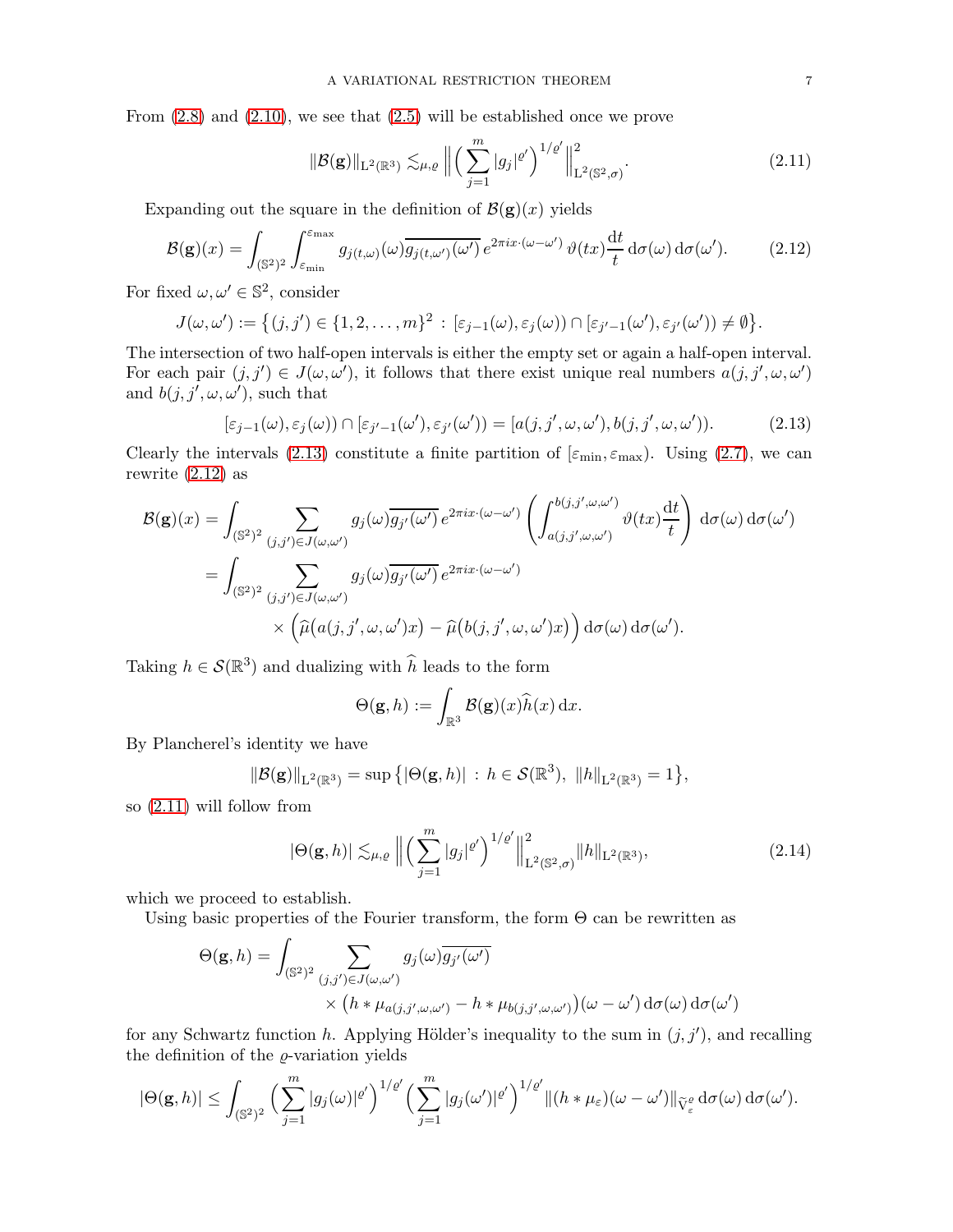From (2.8) and (2.10), we see that (2.5) will be established once we prove

$$\|\mathcal{B}(\mathbf{g})\|_{\mathrm{L}^2(\mathbb{R}^3)} \lesssim_{\mu,\varrho} \Big\| \Big( \sum_{j=1}^{m} |g_j|^{\varrho'} \Big)^{1/\varrho'} \Big\|^2_{\mathrm{L}^2(\mathbb{S}^2,\sigma)}. \tag{2.11}$$

Expanding out the square in the definition of $\mathcal{B}(\mathbf{g})(x)$ yields

$$\mathcal{B}(\mathbf{g})(x) = \int_{(\mathbb{S}^2)^2} \int_{\varepsilon_{\min}}^{\varepsilon_{\max}} g_{j(t,\omega)}(\omega) \overline{g_{j(t,\omega')}(\omega')}\, e^{2\pi i x\cdot(\omega-\omega')}\, \vartheta(tx) \frac{\mathrm{d}t}{t}\, \mathrm{d}\sigma(\omega)\, \mathrm{d}\sigma(\omega'). \tag{2.12}$$

For fixed $\omega, \omega' \in \mathbb{S}^2$, consider

$$J(\omega,\omega') := \big\{ (j,j') \in \{1,2,\ldots,m\}^2 \,:\, [\varepsilon_{j-1}(\omega), \varepsilon_j(\omega)) \cap [\varepsilon_{j'-1}(\omega'), \varepsilon_{j'}(\omega')) \neq \emptyset \big\}.$$

The intersection of two half-open intervals is either the empty set or again a half-open interval. For each pair $(j,j') \in J(\omega,\omega')$, it follows that there exist unique real numbers $a(j,j',\omega,\omega')$ and $b(j,j',\omega,\omega')$, such that

$$[\varepsilon_{j-1}(\omega), \varepsilon_j(\omega)) \cap [\varepsilon_{j'-1}(\omega'), \varepsilon_{j'}(\omega')) = [a(j,j',\omega,\omega'), b(j,j',\omega,\omega')). \tag{2.13}$$

Clearly the intervals (2.13) constitute a finite partition of $[\varepsilon_{\min}, \varepsilon_{\max})$. Using (2.7), we can rewrite (2.12) as

$$\begin{aligned}
\mathcal{B}(\mathbf{g})(x) &= \int_{(\mathbb{S}^2)^2} \sum_{(j,j')\in J(\omega,\omega')} g_j(\omega)\overline{g_{j'}(\omega')}\, e^{2\pi i x\cdot(\omega-\omega')} \left( \int_{a(j,j',\omega,\omega')}^{b(j,j',\omega,\omega')} \vartheta(tx) \frac{\mathrm{d}t}{t} \right) \mathrm{d}\sigma(\omega)\, \mathrm{d}\sigma(\omega') \\
&= \int_{(\mathbb{S}^2)^2} \sum_{(j,j')\in J(\omega,\omega')} g_j(\omega)\overline{g_{j'}(\omega')}\, e^{2\pi i x\cdot(\omega-\omega')} \\
&\qquad \times \Big( \widehat{\mu}\big(a(j,j',\omega,\omega')x\big) - \widehat{\mu}\big(b(j,j',\omega,\omega')x\big) \Big) \mathrm{d}\sigma(\omega)\, \mathrm{d}\sigma(\omega').
\end{aligned}$$

Taking $h \in \mathcal{S}(\mathbb{R}^3)$ and dualizing with $\widehat{h}$ leads to the form

$$\Theta(\mathbf{g}, h) := \int_{\mathbb{R}^3} \mathcal{B}(\mathbf{g})(x) \widehat{h}(x)\, \mathrm{d}x.$$

By Plancherel's identity we have

$$\|\mathcal{B}(\mathbf{g})\|_{\mathrm{L}^2(\mathbb{R}^3)} = \sup\big\{ |\Theta(\mathbf{g},h)| \,:\, h \in \mathcal{S}(\mathbb{R}^3),\ \|h\|_{\mathrm{L}^2(\mathbb{R}^3)} = 1 \big\},$$

so (2.11) will follow from

$$|\Theta(\mathbf{g},h)| \lesssim_{\mu,\varrho} \Big\| \Big( \sum_{j=1}^{m} |g_j|^{\varrho'} \Big)^{1/\varrho'} \Big\|^2_{\mathrm{L}^2(\mathbb{S}^2,\sigma)} \|h\|_{\mathrm{L}^2(\mathbb{R}^3)}, \tag{2.14}$$

which we proceed to establish.

Using basic properties of the Fourier transform, the form $\Theta$ can be rewritten as

$$\begin{aligned}
\Theta(\mathbf{g},h) = \int_{(\mathbb{S}^2)^2} &\sum_{(j,j')\in J(\omega,\omega')} g_j(\omega)\overline{g_{j'}(\omega')} \\
&\times \big( h * \mu_{a(j,j',\omega,\omega')} - h * \mu_{b(j,j',\omega,\omega')} \big)(\omega - \omega')\, \mathrm{d}\sigma(\omega)\, \mathrm{d}\sigma(\omega')
\end{aligned}$$

for any Schwartz function $h$. Applying Hölder's inequality to the sum in $(j,j')$, and recalling the definition of the $\varrho$-variation yields

$$|\Theta(\mathbf{g},h)| \leq \int_{(\mathbb{S}^2)^2} \Big( \sum_{j=1}^{m} |g_j(\omega)|^{\varrho'} \Big)^{1/\varrho'} \Big( \sum_{j=1}^{m} |g_j(\omega')|^{\varrho'} \Big)^{1/\varrho'} \|(h*\mu_\varepsilon)(\omega-\omega')\|_{\widetilde{\mathrm{V}}^{\varrho}_{\varepsilon}}\, \mathrm{d}\sigma(\omega)\, \mathrm{d}\sigma(\omega').$$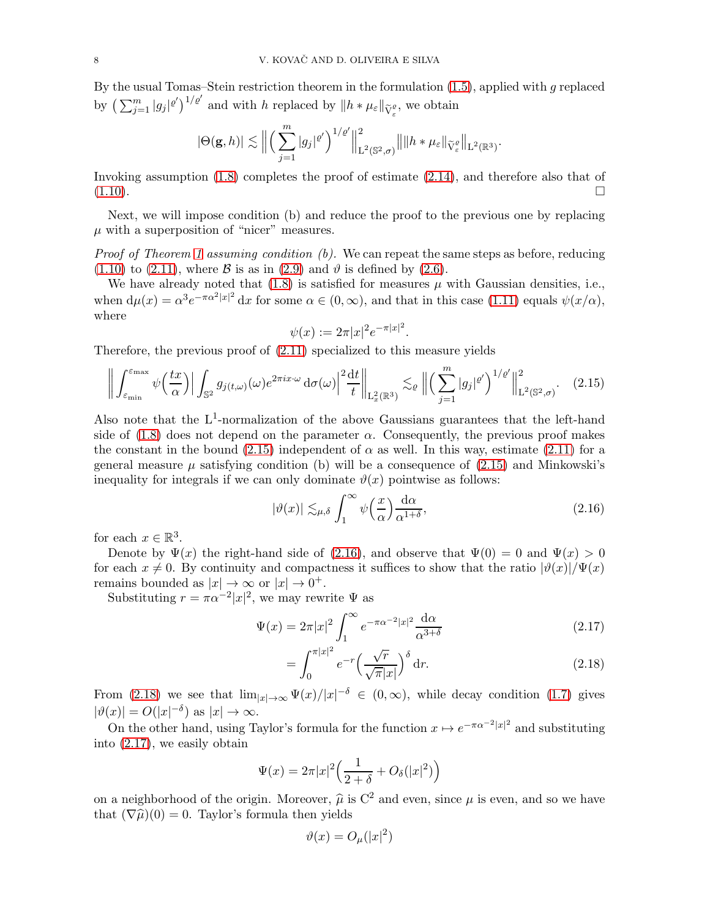By the usual Tomas–Stein restriction theorem in the formulation (1.5), applied with $g$ replaced by $\big(\sum_{j=1}^m |g_j|^{\varrho'}\big)^{1/\varrho'}$ and with $h$ replaced by $\|h * \mu_\varepsilon\|_{\widetilde{\mathrm{V}}^{\varrho}_{\varepsilon}}$, we obtain

$$|\Theta(\mathbf{g},h)| \lesssim \Big\| \Big(\sum_{j=1}^m |g_j|^{\varrho'}\Big)^{1/\varrho'} \Big\|^2_{\mathrm{L}^2(\mathbb{S}^2,\sigma)} \big\| \|h * \mu_\varepsilon\|_{\widetilde{\mathrm{V}}^{\varrho}_{\varepsilon}} \big\|_{\mathrm{L}^2(\mathbb{R}^3)}.$$

Invoking assumption (1.8) completes the proof of estimate (2.14), and therefore also that of (1.10). $\square$

Next, we will impose condition (b) and reduce the proof to the previous one by replacing $\mu$ with a superposition of "nicer" measures.

*Proof of Theorem 1 assuming condition (b).* We can repeat the same steps as before, reducing (1.10) to (2.11), where $\mathcal{B}$ is as in (2.9) and $\vartheta$ is defined by (2.6).

We have already noted that (1.8) is satisfied for measures $\mu$ with Gaussian densities, i.e., when $\mathrm{d}\mu(x) = \alpha^3 e^{-\pi\alpha^2|x|^2}\,\mathrm{d}x$ for some $\alpha \in (0,\infty)$, and that in this case (1.11) equals $\psi(x/\alpha)$, where

$$\psi(x) := 2\pi|x|^2 e^{-\pi|x|^2}.$$

Therefore, the previous proof of (2.11) specialized to this measure yields

$$\Big\| \int_{\varepsilon_{\min}}^{\varepsilon_{\max}} \psi\Big(\frac{tx}{\alpha}\Big) \Big| \int_{\mathbb{S}^2} g_{j(t,\omega)}(\omega) e^{2\pi i x\cdot\omega}\,\mathrm{d}\sigma(\omega)\Big|^2 \frac{\mathrm{d}t}{t} \Big\|_{\mathrm{L}^2_x(\mathbb{R}^3)} \lesssim_{\varrho} \Big\| \Big(\sum_{j=1}^m |g_j|^{\varrho'}\Big)^{1/\varrho'} \Big\|^2_{\mathrm{L}^2(\mathbb{S}^2,\sigma)}. \tag{2.15}$$

Also note that the $\mathrm{L}^1$-normalization of the above Gaussians guarantees that the left-hand side of (1.8) does not depend on the parameter $\alpha$. Consequently, the previous proof makes the constant in the bound (2.15) independent of $\alpha$ as well. In this way, estimate (2.11) for a general measure $\mu$ satisfying condition (b) will be a consequence of (2.15) and Minkowski's inequality for integrals if we can only dominate $\vartheta(x)$ pointwise as follows:

$$|\vartheta(x)| \lesssim_{\mu,\delta} \int_1^\infty \psi\Big(\frac{x}{\alpha}\Big)\frac{\mathrm{d}\alpha}{\alpha^{1+\delta}}, \tag{2.16}$$

for each $x \in \mathbb{R}^3$.

Denote by $\Psi(x)$ the right-hand side of (2.16), and observe that $\Psi(0) = 0$ and $\Psi(x) > 0$ for each $x \neq 0$. By continuity and compactness it suffices to show that the ratio $|\vartheta(x)|/\Psi(x)$ remains bounded as $|x| \to \infty$ or $|x| \to 0^+$.

Substituting $r = \pi\alpha^{-2}|x|^2$, we may rewrite $\Psi$ as

$$\Psi(x) = 2\pi|x|^2 \int_1^\infty e^{-\pi\alpha^{-2}|x|^2}\frac{\mathrm{d}\alpha}{\alpha^{3+\delta}} \tag{2.17}$$

$$= \int_0^{\pi|x|^2} e^{-r}\Big(\frac{\sqrt{r}}{\sqrt{\pi}|x|}\Big)^{\delta}\,\mathrm{d}r. \tag{2.18}$$

From (2.18) we see that $\lim_{|x|\to\infty} \Psi(x)/|x|^{-\delta} \in (0,\infty)$, while decay condition (1.7) gives $|\vartheta(x)| = O(|x|^{-\delta})$ as $|x| \to \infty$.

On the other hand, using Taylor's formula for the function $x \mapsto e^{-\pi\alpha^{-2}|x|^2}$ and substituting into (2.17), we easily obtain

$$\Psi(x) = 2\pi|x|^2\Big(\frac{1}{2+\delta} + O_\delta(|x|^2)\Big)$$

on a neighborhood of the origin. Moreover, $\widehat{\mu}$ is $\mathrm{C}^2$ and even, since $\mu$ is even, and so we have that $(\nabla\widehat{\mu})(0) = 0$. Taylor's formula then yields

$$\vartheta(x) = O_\mu(|x|^2)$$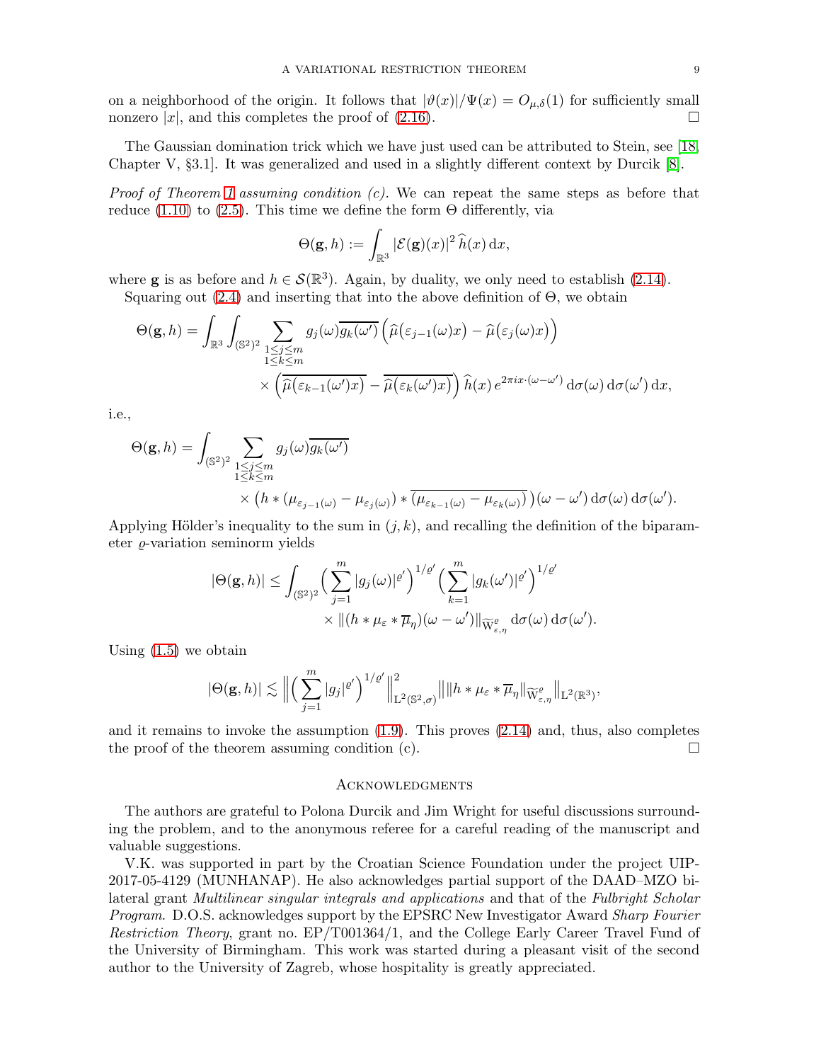on a neighborhood of the origin. It follows that $|\vartheta(x)|/\Psi(x) = O_{\mu,\delta}(1)$ for sufficiently small nonzero $|x|$, and this completes the proof of (2.16). $\square$

The Gaussian domination trick which we have just used can be attributed to Stein, see [18, Chapter V, §3.1]. It was generalized and used in a slightly different context by Durcik [8].

*Proof of Theorem 1 assuming condition (c).* We can repeat the same steps as before that reduce (1.10) to (2.5). This time we define the form $\Theta$ differently, via

$$\Theta(\mathbf{g}, h) := \int_{\mathbb{R}^3} |\mathcal{E}(\mathbf{g})(x)|^2\, \widehat{h}(x)\, \mathrm{d}x,$$

where $\mathbf{g}$ is as before and $h \in \mathcal{S}(\mathbb{R}^3)$. Again, by duality, we only need to establish (2.14).

Squaring out (2.4) and inserting that into the above definition of $\Theta$, we obtain

$$\begin{aligned}\Theta(\mathbf{g}, h) = \int_{\mathbb{R}^3} \int_{(\mathbb{S}^2)^2} \sum_{\substack{1\le j\le m\\ 1\le k\le m}} & g_j(\omega)\overline{g_k(\omega')}\Big(\widehat{\mu}\big(\varepsilon_{j-1}(\omega)x\big) - \widehat{\mu}\big(\varepsilon_j(\omega)x\big)\Big) \\ & \times \Big(\overline{\widehat{\mu}\big(\varepsilon_{k-1}(\omega')x\big)} - \overline{\widehat{\mu}\big(\varepsilon_k(\omega')x\big)}\Big)\, \widehat{h}(x)\, e^{2\pi i x\cdot(\omega-\omega')}\, \mathrm{d}\sigma(\omega)\, \mathrm{d}\sigma(\omega')\, \mathrm{d}x,\end{aligned}$$

i.e.,

$$\begin{aligned}\Theta(\mathbf{g}, h) = \int_{(\mathbb{S}^2)^2} \sum_{\substack{1\le j\le m\\ 1\le k\le m}} & g_j(\omega)\overline{g_k(\omega')} \\ & \times \big(h * (\mu_{\varepsilon_{j-1}(\omega)} - \mu_{\varepsilon_j(\omega)}) * \overline{(\mu_{\varepsilon_{k-1}(\omega)} - \mu_{\varepsilon_k(\omega)})}\,\big)(\omega-\omega')\, \mathrm{d}\sigma(\omega)\, \mathrm{d}\sigma(\omega').\end{aligned}$$

Applying Hölder's inequality to the sum in $(j,k)$, and recalling the definition of the biparameter $\varrho$-variation seminorm yields

$$\begin{aligned}|\Theta(\mathbf{g}, h)| \le \int_{(\mathbb{S}^2)^2} & \Big(\sum_{j=1}^m |g_j(\omega)|^{\varrho'}\Big)^{1/\varrho'} \Big(\sum_{k=1}^m |g_k(\omega')|^{\varrho'}\Big)^{1/\varrho'} \\ & \times \|(h * \mu_\varepsilon * \overline{\mu}_\eta)(\omega-\omega')\|_{\widetilde{\mathrm{W}}^{\varrho}_{\varepsilon,\eta}}\, \mathrm{d}\sigma(\omega)\, \mathrm{d}\sigma(\omega').\end{aligned}$$

Using (1.5) we obtain

$$|\Theta(\mathbf{g}, h)| \lesssim \Big\| \Big(\sum_{j=1}^m |g_j|^{\varrho'}\Big)^{1/\varrho'} \Big\|^2_{\mathrm{L}^2(\mathbb{S}^2,\sigma)} \big\| \|h * \mu_\varepsilon * \overline{\mu}_\eta\|_{\widetilde{\mathrm{W}}^{\varrho}_{\varepsilon,\eta}} \big\|_{\mathrm{L}^2(\mathbb{R}^3)},$$

and it remains to invoke the assumption (1.9). This proves (2.14) and, thus, also completes the proof of the theorem assuming condition (c). $\square$

## Acknowledgments

The authors are grateful to Polona Durcik and Jim Wright for useful discussions surrounding the problem, and to the anonymous referee for a careful reading of the manuscript and valuable suggestions.

V.K. was supported in part by the Croatian Science Foundation under the project UIP-2017-05-4129 (MUNHANAP). He also acknowledges partial support of the DAAD–MZO bilateral grant *Multilinear singular integrals and applications* and that of the *Fulbright Scholar Program*. D.O.S. acknowledges support by the EPSRC New Investigator Award *Sharp Fourier Restriction Theory*, grant no. EP/T001364/1, and the College Early Career Travel Fund of the University of Birmingham. This work was started during a pleasant visit of the second author to the University of Zagreb, whose hospitality is greatly appreciated.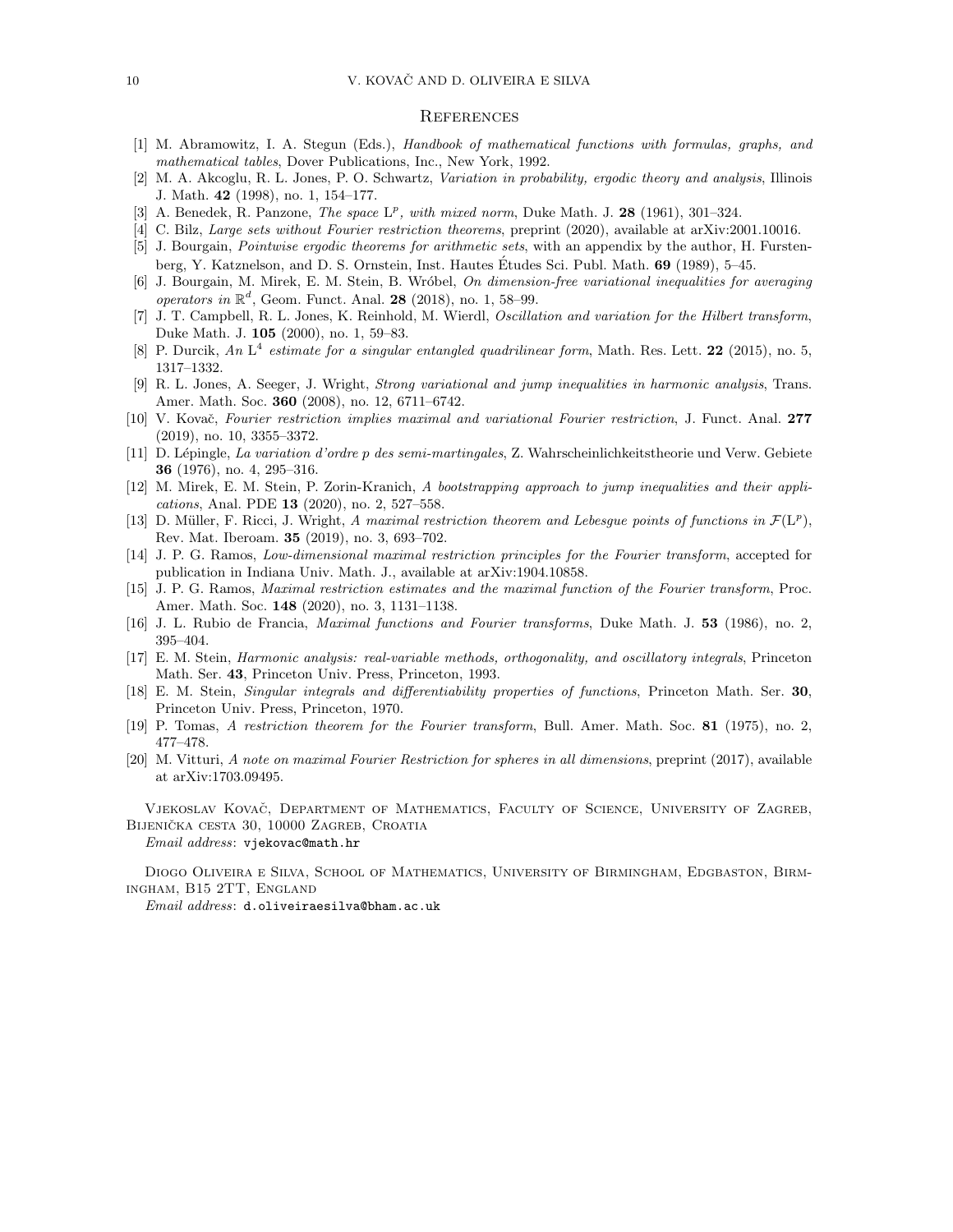## References

[1] M. Abramowitz, I. A. Stegun (Eds.), *Handbook of mathematical functions with formulas, graphs, and mathematical tables*, Dover Publications, Inc., New York, 1992.

[2] M. A. Akcoglu, R. L. Jones, P. O. Schwartz, *Variation in probability, ergodic theory and analysis*, Illinois J. Math. **42** (1998), no. 1, 154–177.

[3] A. Benedek, R. Panzone, *The space* $\mathrm{L}^p$*, with mixed norm*, Duke Math. J. **28** (1961), 301–324.

[4] C. Bilz, *Large sets without Fourier restriction theorems*, preprint (2020), available at arXiv:2001.10016.

[5] J. Bourgain, *Pointwise ergodic theorems for arithmetic sets*, with an appendix by the author, H. Furstenberg, Y. Katznelson, and D. S. Ornstein, Inst. Hautes Études Sci. Publ. Math. **69** (1989), 5–45.

[6] J. Bourgain, M. Mirek, E. M. Stein, B. Wróbel, *On dimension-free variational inequalities for averaging operators in* $\mathbb{R}^d$, Geom. Funct. Anal. **28** (2018), no. 1, 58–99.

[7] J. T. Campbell, R. L. Jones, K. Reinhold, M. Wierdl, *Oscillation and variation for the Hilbert transform*, Duke Math. J. **105** (2000), no. 1, 59–83.

[8] P. Durcik, *An* $\mathrm{L}^4$ *estimate for a singular entangled quadrilinear form*, Math. Res. Lett. **22** (2015), no. 5, 1317–1332.

[9] R. L. Jones, A. Seeger, J. Wright, *Strong variational and jump inequalities in harmonic analysis*, Trans. Amer. Math. Soc. **360** (2008), no. 12, 6711–6742.

[10] V. Kovač, *Fourier restriction implies maximal and variational Fourier restriction*, J. Funct. Anal. **277** (2019), no. 10, 3355–3372.

[11] D. Lépingle, *La variation d'ordre p des semi-martingales*, Z. Wahrscheinlichkeitstheorie und Verw. Gebiete **36** (1976), no. 4, 295–316.

[12] M. Mirek, E. M. Stein, P. Zorin-Kranich, *A bootstrapping approach to jump inequalities and their applications*, Anal. PDE **13** (2020), no. 2, 527–558.

[13] D. Müller, F. Ricci, J. Wright, *A maximal restriction theorem and Lebesgue points of functions in* $\mathcal{F}(\mathrm{L}^p)$, Rev. Mat. Iberoam. **35** (2019), no. 3, 693–702.

[14] J. P. G. Ramos, *Low-dimensional maximal restriction principles for the Fourier transform*, accepted for publication in Indiana Univ. Math. J., available at arXiv:1904.10858.

[15] J. P. G. Ramos, *Maximal restriction estimates and the maximal function of the Fourier transform*, Proc. Amer. Math. Soc. **148** (2020), no. 3, 1131–1138.

[16] J. L. Rubio de Francia, *Maximal functions and Fourier transforms*, Duke Math. J. **53** (1986), no. 2, 395–404.

[17] E. M. Stein, *Harmonic analysis: real-variable methods, orthogonality, and oscillatory integrals*, Princeton Math. Ser. **43**, Princeton Univ. Press, Princeton, 1993.

[18] E. M. Stein, *Singular integrals and differentiability properties of functions*, Princeton Math. Ser. **30**, Princeton Univ. Press, Princeton, 1970.

[19] P. Tomas, *A restriction theorem for the Fourier transform*, Bull. Amer. Math. Soc. **81** (1975), no. 2, 477–478.

[20] M. Vitturi, *A note on maximal Fourier Restriction for spheres in all dimensions*, preprint (2017), available at arXiv:1703.09495.

Vjekoslav Kovač, Department of Mathematics, Faculty of Science, University of Zagreb, Bijenička cesta 30, 10000 Zagreb, Croatia

*Email address*: vjekovac@math.hr

Diogo Oliveira e Silva, School of Mathematics, University of Birmingham, Edgbaston, Birmingham, B15 2TT, England

*Email address*: d.oliveiraesilva@bham.ac.uk